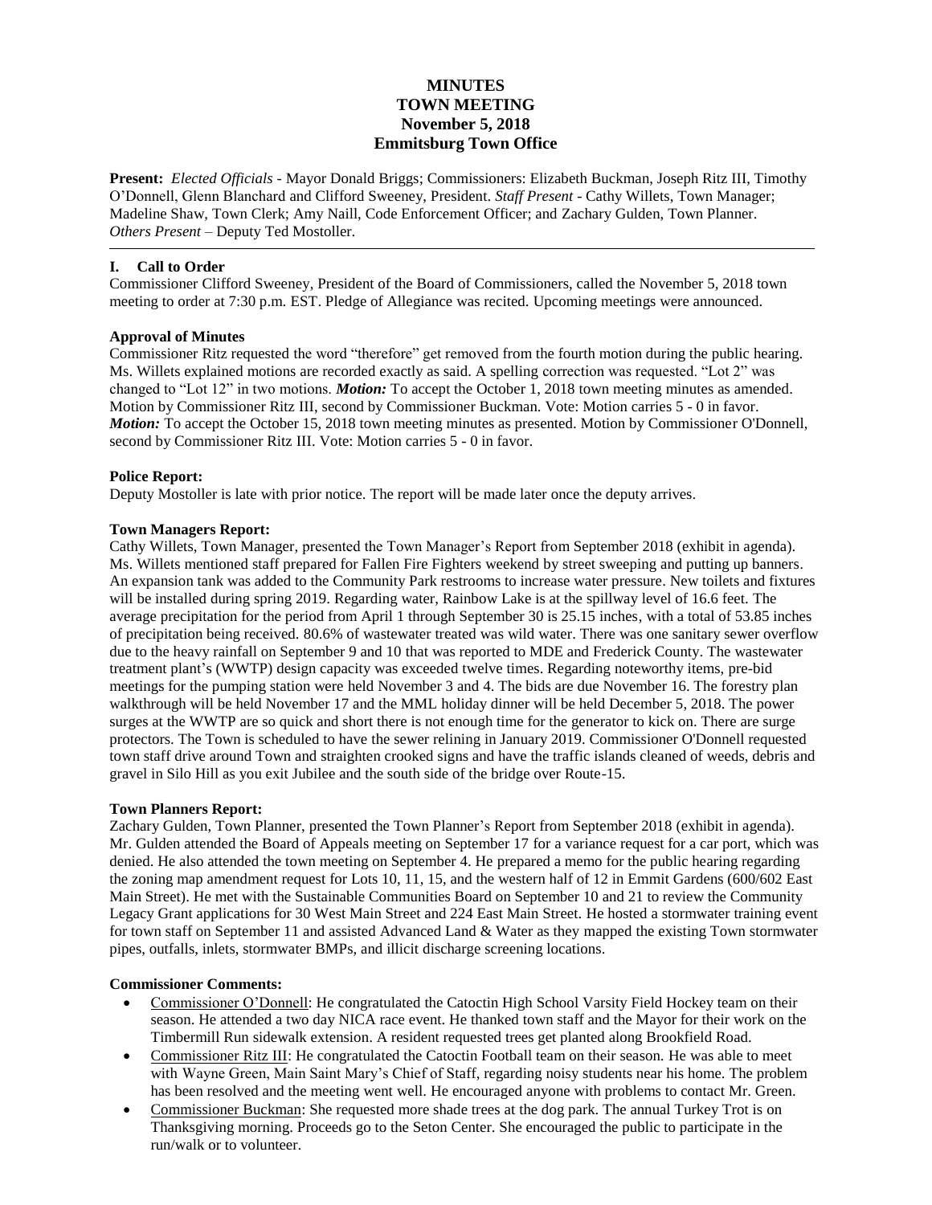# MINUTES
# TOWN MEETING
# November 5, 2018
# Emmitsburg Town Office

**Present:** *Elected Officials* - Mayor Donald Briggs; Commissioners: Elizabeth Buckman, Joseph Ritz III, Timothy O'Donnell, Glenn Blanchard and Clifford Sweeney, President. *Staff Present* - Cathy Willets, Town Manager; Madeline Shaw, Town Clerk; Amy Naill, Code Enforcement Officer; and Zachary Gulden, Town Planner. *Others Present* – Deputy Ted Mostoller.

---

## I. Call to Order

Commissioner Clifford Sweeney, President of the Board of Commissioners, called the November 5, 2018 town meeting to order at 7:30 p.m. EST. Pledge of Allegiance was recited. Upcoming meetings were announced.

### Approval of Minutes

Commissioner Ritz requested the word "therefore" get removed from the fourth motion during the public hearing. Ms. Willets explained motions are recorded exactly as said. A spelling correction was requested. "Lot 2" was changed to "Lot 12" in two motions. ***Motion:*** To accept the October 1, 2018 town meeting minutes as amended. Motion by Commissioner Ritz III, second by Commissioner Buckman. Vote: Motion carries 5 - 0 in favor. ***Motion:*** To accept the October 15, 2018 town meeting minutes as presented. Motion by Commissioner O'Donnell, second by Commissioner Ritz III. Vote: Motion carries 5 - 0 in favor.

### Police Report:

Deputy Mostoller is late with prior notice. The report will be made later once the deputy arrives.

### Town Managers Report:

Cathy Willets, Town Manager, presented the Town Manager's Report from September 2018 (exhibit in agenda). Ms. Willets mentioned staff prepared for Fallen Fire Fighters weekend by street sweeping and putting up banners. An expansion tank was added to the Community Park restrooms to increase water pressure. New toilets and fixtures will be installed during spring 2019. Regarding water, Rainbow Lake is at the spillway level of 16.6 feet. The average precipitation for the period from April 1 through September 30 is 25.15 inches, with a total of 53.85 inches of precipitation being received. 80.6% of wastewater treated was wild water. There was one sanitary sewer overflow due to the heavy rainfall on September 9 and 10 that was reported to MDE and Frederick County. The wastewater treatment plant's (WWTP) design capacity was exceeded twelve times. Regarding noteworthy items, pre-bid meetings for the pumping station were held November 3 and 4. The bids are due November 16. The forestry plan walkthrough will be held November 17 and the MML holiday dinner will be held December 5, 2018. The power surges at the WWTP are so quick and short there is not enough time for the generator to kick on. There are surge protectors. The Town is scheduled to have the sewer relining in January 2019. Commissioner O'Donnell requested town staff drive around Town and straighten crooked signs and have the traffic islands cleaned of weeds, debris and gravel in Silo Hill as you exit Jubilee and the south side of the bridge over Route-15.

### Town Planners Report:

Zachary Gulden, Town Planner, presented the Town Planner's Report from September 2018 (exhibit in agenda). Mr. Gulden attended the Board of Appeals meeting on September 17 for a variance request for a car port, which was denied. He also attended the town meeting on September 4. He prepared a memo for the public hearing regarding the zoning map amendment request for Lots 10, 11, 15, and the western half of 12 in Emmit Gardens (600/602 East Main Street). He met with the Sustainable Communities Board on September 10 and 21 to review the Community Legacy Grant applications for 30 West Main Street and 224 East Main Street. He hosted a stormwater training event for town staff on September 11 and assisted Advanced Land & Water as they mapped the existing Town stormwater pipes, outfalls, inlets, stormwater BMPs, and illicit discharge screening locations.

### Commissioner Comments:

- Commissioner O'Donnell: He congratulated the Catoctin High School Varsity Field Hockey team on their season. He attended a two day NICA race event. He thanked town staff and the Mayor for their work on the Timbermill Run sidewalk extension. A resident requested trees get planted along Brookfield Road.
- Commissioner Ritz III: He congratulated the Catoctin Football team on their season. He was able to meet with Wayne Green, Main Saint Mary's Chief of Staff, regarding noisy students near his home. The problem has been resolved and the meeting went well. He encouraged anyone with problems to contact Mr. Green.
- Commissioner Buckman: She requested more shade trees at the dog park. The annual Turkey Trot is on Thanksgiving morning. Proceeds go to the Seton Center. She encouraged the public to participate in the run/walk or to volunteer.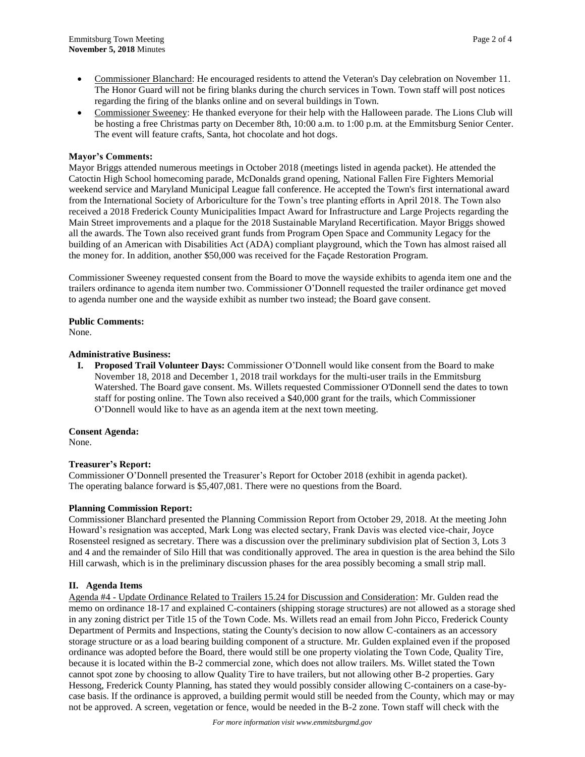- Commissioner Blanchard: He encouraged residents to attend the Veteran's Day celebration on November 11. The Honor Guard will not be firing blanks during the church services in Town. Town staff will post notices regarding the firing of the blanks online and on several buildings in Town.
- Commissioner Sweeney: He thanked everyone for their help with the Halloween parade. The Lions Club will be hosting a free Christmas party on December 8th, 10:00 a.m. to 1:00 p.m. at the Emmitsburg Senior Center. The event will feature crafts, Santa, hot chocolate and hot dogs.

**Mayor's Comments:**

Mayor Briggs attended numerous meetings in October 2018 (meetings listed in agenda packet). He attended the Catoctin High School homecoming parade, McDonalds grand opening, National Fallen Fire Fighters Memorial weekend service and Maryland Municipal League fall conference. He accepted the Town's first international award from the International Society of Arboriculture for the Town's tree planting efforts in April 2018. The Town also received a 2018 Frederick County Municipalities Impact Award for Infrastructure and Large Projects regarding the Main Street improvements and a plaque for the 2018 Sustainable Maryland Recertification. Mayor Briggs showed all the awards. The Town also received grant funds from Program Open Space and Community Legacy for the building of an American with Disabilities Act (ADA) compliant playground, which the Town has almost raised all the money for. In addition, another $50,000 was received for the Façade Restoration Program.

Commissioner Sweeney requested consent from the Board to move the wayside exhibits to agenda item one and the trailers ordinance to agenda item number two. Commissioner O'Donnell requested the trailer ordinance get moved to agenda number one and the wayside exhibit as number two instead; the Board gave consent.

**Public Comments:**

None.

**Administrative Business:**

**I. Proposed Trail Volunteer Days:** Commissioner O'Donnell would like consent from the Board to make November 18, 2018 and December 1, 2018 trail workdays for the multi-user trails in the Emmitsburg Watershed. The Board gave consent. Ms. Willets requested Commissioner O'Donnell send the dates to town staff for posting online. The Town also received a $40,000 grant for the trails, which Commissioner O'Donnell would like to have as an agenda item at the next town meeting.

**Consent Agenda:**

None.

**Treasurer's Report:**

Commissioner O'Donnell presented the Treasurer's Report for October 2018 (exhibit in agenda packet). The operating balance forward is $5,407,081. There were no questions from the Board.

**Planning Commission Report:**

Commissioner Blanchard presented the Planning Commission Report from October 29, 2018. At the meeting John Howard's resignation was accepted, Mark Long was elected sectary, Frank Davis was elected vice-chair, Joyce Rosensteel resigned as secretary. There was a discussion over the preliminary subdivision plat of Section 3, Lots 3 and 4 and the remainder of Silo Hill that was conditionally approved. The area in question is the area behind the Silo Hill carwash, which is in the preliminary discussion phases for the area possibly becoming a small strip mall.

## II. Agenda Items

Agenda #4 - Update Ordinance Related to Trailers 15.24 for Discussion and Consideration: Mr. Gulden read the memo on ordinance 18-17 and explained C-containers (shipping storage structures) are not allowed as a storage shed in any zoning district per Title 15 of the Town Code. Ms. Willets read an email from John Picco, Frederick County Department of Permits and Inspections, stating the County's decision to now allow C-containers as an accessory storage structure or as a load bearing building component of a structure. Mr. Gulden explained even if the proposed ordinance was adopted before the Board, there would still be one property violating the Town Code, Quality Tire, because it is located within the B-2 commercial zone, which does not allow trailers. Ms. Willet stated the Town cannot spot zone by choosing to allow Quality Tire to have trailers, but not allowing other B-2 properties. Gary Hessong, Frederick County Planning, has stated they would possibly consider allowing C-containers on a case-by-case basis. If the ordinance is approved, a building permit would still be needed from the County, which may or may not be approved. A screen, vegetation or fence, would be needed in the B-2 zone. Town staff will check with the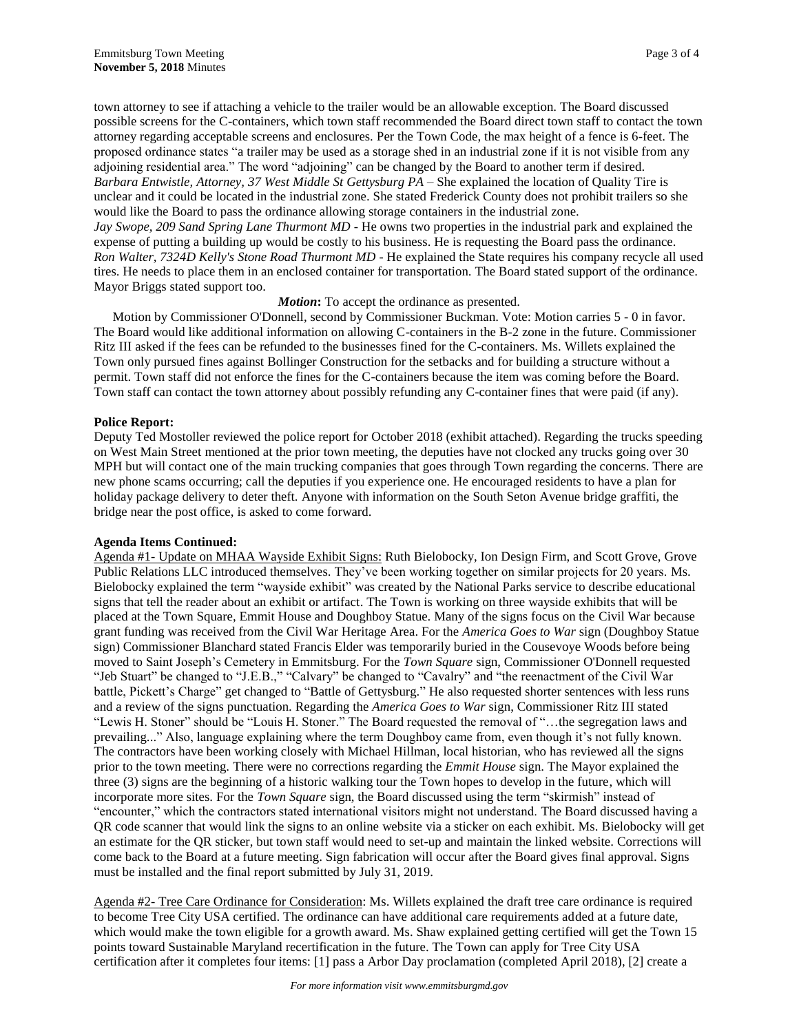town attorney to see if attaching a vehicle to the trailer would be an allowable exception. The Board discussed possible screens for the C-containers, which town staff recommended the Board direct town staff to contact the town attorney regarding acceptable screens and enclosures. Per the Town Code, the max height of a fence is 6-feet. The proposed ordinance states "a trailer may be used as a storage shed in an industrial zone if it is not visible from any adjoining residential area." The word "adjoining" can be changed by the Board to another term if desired.
*Barbara Entwistle, Attorney, 37 West Middle St Gettysburg PA* – She explained the location of Quality Tire is unclear and it could be located in the industrial zone. She stated Frederick County does not prohibit trailers so she would like the Board to pass the ordinance allowing storage containers in the industrial zone.
*Jay Swope, 209 Sand Spring Lane Thurmont MD* - He owns two properties in the industrial park and explained the expense of putting a building up would be costly to his business. He is requesting the Board pass the ordinance.
*Ron Walter, 7324D Kelly's Stone Road Thurmont MD* - He explained the State requires his company recycle all used tires. He needs to place them in an enclosed container for transportation. The Board stated support of the ordinance. Mayor Briggs stated support too.

***Motion*:** To accept the ordinance as presented.

Motion by Commissioner O'Donnell, second by Commissioner Buckman. Vote: Motion carries 5 - 0 in favor. The Board would like additional information on allowing C-containers in the B-2 zone in the future. Commissioner Ritz III asked if the fees can be refunded to the businesses fined for the C-containers. Ms. Willets explained the Town only pursued fines against Bollinger Construction for the setbacks and for building a structure without a permit. Town staff did not enforce the fines for the C-containers because the item was coming before the Board. Town staff can contact the town attorney about possibly refunding any C-container fines that were paid (if any).

**Police Report:**
Deputy Ted Mostoller reviewed the police report for October 2018 (exhibit attached). Regarding the trucks speeding on West Main Street mentioned at the prior town meeting, the deputies have not clocked any trucks going over 30 MPH but will contact one of the main trucking companies that goes through Town regarding the concerns. There are new phone scams occurring; call the deputies if you experience one. He encouraged residents to have a plan for holiday package delivery to deter theft. Anyone with information on the South Seton Avenue bridge graffiti, the bridge near the post office, is asked to come forward.

**Agenda Items Continued:**
Agenda #1- Update on MHAA Wayside Exhibit Signs: Ruth Bielobocky, Ion Design Firm, and Scott Grove, Grove Public Relations LLC introduced themselves. They've been working together on similar projects for 20 years. Ms. Bielobocky explained the term "wayside exhibit" was created by the National Parks service to describe educational signs that tell the reader about an exhibit or artifact. The Town is working on three wayside exhibits that will be placed at the Town Square, Emmit House and Doughboy Statue. Many of the signs focus on the Civil War because grant funding was received from the Civil War Heritage Area. For the *America Goes to War* sign (Doughboy Statue sign) Commissioner Blanchard stated Francis Elder was temporarily buried in the Cousevoye Woods before being moved to Saint Joseph's Cemetery in Emmitsburg. For the *Town Square* sign, Commissioner O'Donnell requested "Jeb Stuart" be changed to "J.E.B.," "Calvary" be changed to "Cavalry" and "the reenactment of the Civil War battle, Pickett's Charge" get changed to "Battle of Gettysburg." He also requested shorter sentences with less runs and a review of the signs punctuation. Regarding the *America Goes to War* sign, Commissioner Ritz III stated "Lewis H. Stoner" should be "Louis H. Stoner." The Board requested the removal of "…the segregation laws and prevailing..." Also, language explaining where the term Doughboy came from, even though it's not fully known. The contractors have been working closely with Michael Hillman, local historian, who has reviewed all the signs prior to the town meeting. There were no corrections regarding the *Emmit House* sign. The Mayor explained the three (3) signs are the beginning of a historic walking tour the Town hopes to develop in the future, which will incorporate more sites. For the *Town Square* sign, the Board discussed using the term "skirmish" instead of "encounter," which the contractors stated international visitors might not understand. The Board discussed having a QR code scanner that would link the signs to an online website via a sticker on each exhibit. Ms. Bielobocky will get an estimate for the QR sticker, but town staff would need to set-up and maintain the linked website. Corrections will come back to the Board at a future meeting. Sign fabrication will occur after the Board gives final approval. Signs must be installed and the final report submitted by July 31, 2019.

Agenda #2- Tree Care Ordinance for Consideration: Ms. Willets explained the draft tree care ordinance is required to become Tree City USA certified. The ordinance can have additional care requirements added at a future date, which would make the town eligible for a growth award. Ms. Shaw explained getting certified will get the Town 15 points toward Sustainable Maryland recertification in the future. The Town can apply for Tree City USA certification after it completes four items: [1] pass a Arbor Day proclamation (completed April 2018), [2] create a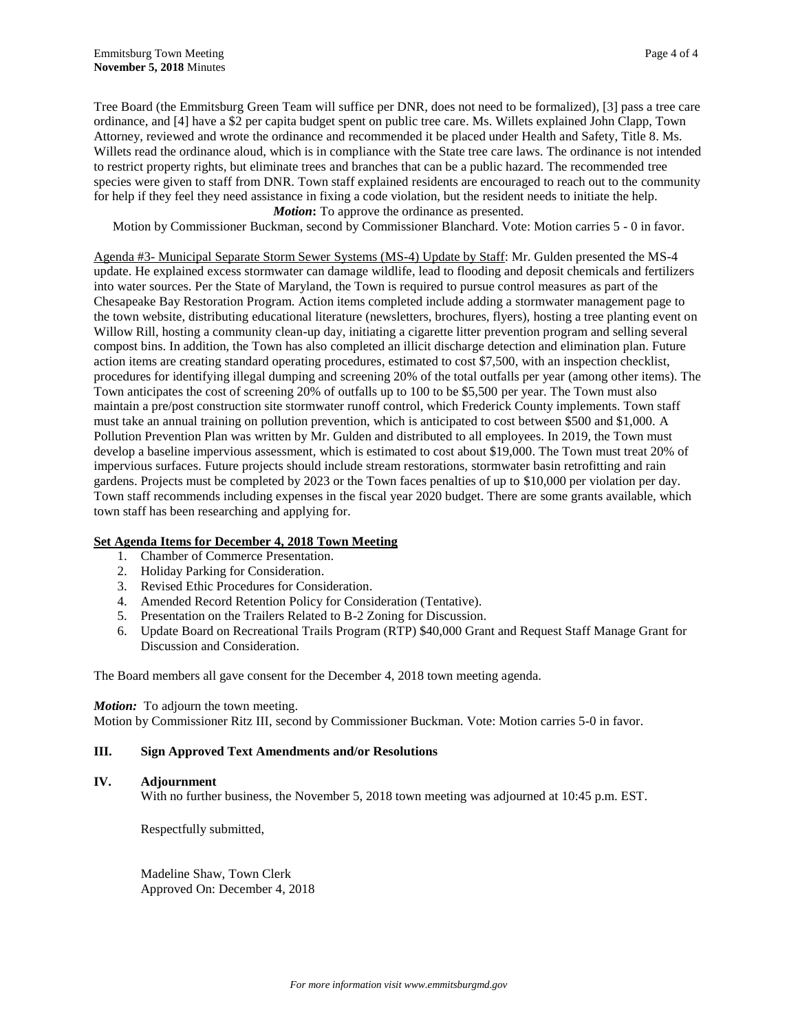Tree Board (the Emmitsburg Green Team will suffice per DNR, does not need to be formalized), [3] pass a tree care ordinance, and [4] have a $2 per capita budget spent on public tree care. Ms. Willets explained John Clapp, Town Attorney, reviewed and wrote the ordinance and recommended it be placed under Health and Safety, Title 8. Ms. Willets read the ordinance aloud, which is in compliance with the State tree care laws. The ordinance is not intended to restrict property rights, but eliminate trees and branches that can be a public hazard. The recommended tree species were given to staff from DNR. Town staff explained residents are encouraged to reach out to the community for help if they feel they need assistance in fixing a code violation, but the resident needs to initiate the help.

***Motion*:** To approve the ordinance as presented.

Motion by Commissioner Buckman, second by Commissioner Blanchard. Vote: Motion carries 5 - 0 in favor.

Agenda #3- Municipal Separate Storm Sewer Systems (MS-4) Update by Staff: Mr. Gulden presented the MS-4 update. He explained excess stormwater can damage wildlife, lead to flooding and deposit chemicals and fertilizers into water sources. Per the State of Maryland, the Town is required to pursue control measures as part of the Chesapeake Bay Restoration Program. Action items completed include adding a stormwater management page to the town website, distributing educational literature (newsletters, brochures, flyers), hosting a tree planting event on Willow Rill, hosting a community clean-up day, initiating a cigarette litter prevention program and selling several compost bins. In addition, the Town has also completed an illicit discharge detection and elimination plan. Future action items are creating standard operating procedures, estimated to cost $7,500, with an inspection checklist, procedures for identifying illegal dumping and screening 20% of the total outfalls per year (among other items). The Town anticipates the cost of screening 20% of outfalls up to 100 to be $5,500 per year. The Town must also maintain a pre/post construction site stormwater runoff control, which Frederick County implements. Town staff must take an annual training on pollution prevention, which is anticipated to cost between $500 and $1,000. A Pollution Prevention Plan was written by Mr. Gulden and distributed to all employees. In 2019, the Town must develop a baseline impervious assessment, which is estimated to cost about $19,000. The Town must treat 20% of impervious surfaces. Future projects should include stream restorations, stormwater basin retrofitting and rain gardens. Projects must be completed by 2023 or the Town faces penalties of up to $10,000 per violation per day. Town staff recommends including expenses in the fiscal year 2020 budget. There are some grants available, which town staff has been researching and applying for.

**Set Agenda Items for December 4, 2018 Town Meeting**

1. Chamber of Commerce Presentation.
2. Holiday Parking for Consideration.
3. Revised Ethic Procedures for Consideration.
4. Amended Record Retention Policy for Consideration (Tentative).
5. Presentation on the Trailers Related to B-2 Zoning for Discussion.
6. Update Board on Recreational Trails Program (RTP) $40,000 Grant and Request Staff Manage Grant for Discussion and Consideration.

The Board members all gave consent for the December 4, 2018 town meeting agenda.

***Motion:*** To adjourn the town meeting.
Motion by Commissioner Ritz III, second by Commissioner Buckman. Vote: Motion carries 5-0 in favor.

## III. Sign Approved Text Amendments and/or Resolutions

## IV. Adjournment

With no further business, the November 5, 2018 town meeting was adjourned at 10:45 p.m. EST.

Respectfully submitted,

Madeline Shaw, Town Clerk
Approved On: December 4, 2018